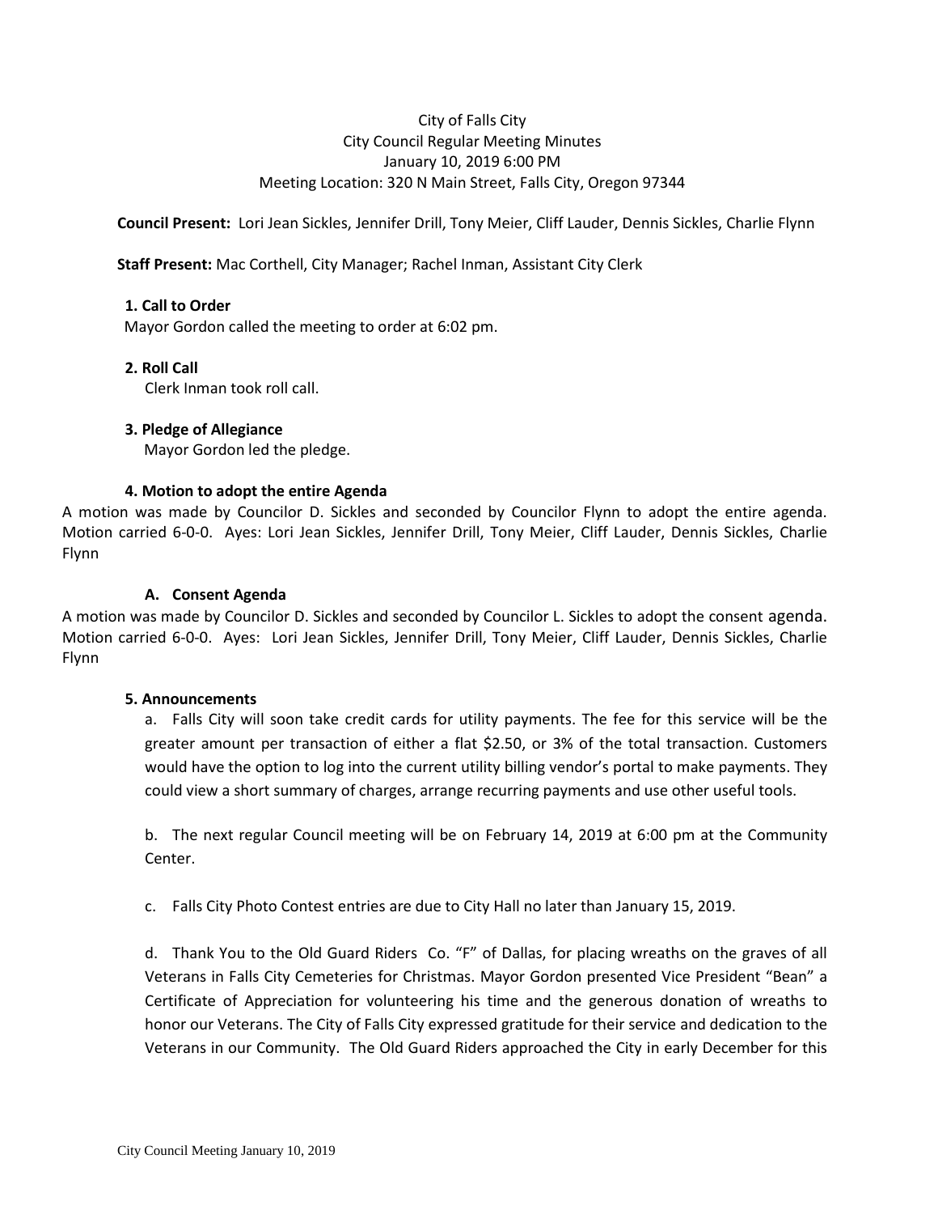City of Falls City
City Council Regular Meeting Minutes
January 10, 2019 6:00 PM
Meeting Location: 320 N Main Street, Falls City, Oregon 97344

**Council Present:** Lori Jean Sickles, Jennifer Drill, Tony Meier, Cliff Lauder, Dennis Sickles, Charlie Flynn

**Staff Present:** Mac Corthell, City Manager; Rachel Inman, Assistant City Clerk

**1. Call to Order**

Mayor Gordon called the meeting to order at 6:02 pm.

**2. Roll Call**

Clerk Inman took roll call.

**3. Pledge of Allegiance**

Mayor Gordon led the pledge.

**4. Motion to adopt the entire Agenda**

A motion was made by Councilor D. Sickles and seconded by Councilor Flynn to adopt the entire agenda. Motion carried 6-0-0. Ayes: Lori Jean Sickles, Jennifer Drill, Tony Meier, Cliff Lauder, Dennis Sickles, Charlie Flynn

**A. Consent Agenda**

A motion was made by Councilor D. Sickles and seconded by Councilor L. Sickles to adopt the consent agenda. Motion carried 6-0-0. Ayes: Lori Jean Sickles, Jennifer Drill, Tony Meier, Cliff Lauder, Dennis Sickles, Charlie Flynn

**5. Announcements**

a. Falls City will soon take credit cards for utility payments. The fee for this service will be the greater amount per transaction of either a flat $2.50, or 3% of the total transaction. Customers would have the option to log into the current utility billing vendor's portal to make payments. They could view a short summary of charges, arrange recurring payments and use other useful tools.

b. The next regular Council meeting will be on February 14, 2019 at 6:00 pm at the Community Center.

c. Falls City Photo Contest entries are due to City Hall no later than January 15, 2019.

d. Thank You to the Old Guard Riders Co. "F" of Dallas, for placing wreaths on the graves of all Veterans in Falls City Cemeteries for Christmas. Mayor Gordon presented Vice President "Bean" a Certificate of Appreciation for volunteering his time and the generous donation of wreaths to honor our Veterans. The City of Falls City expressed gratitude for their service and dedication to the Veterans in our Community. The Old Guard Riders approached the City in early December for this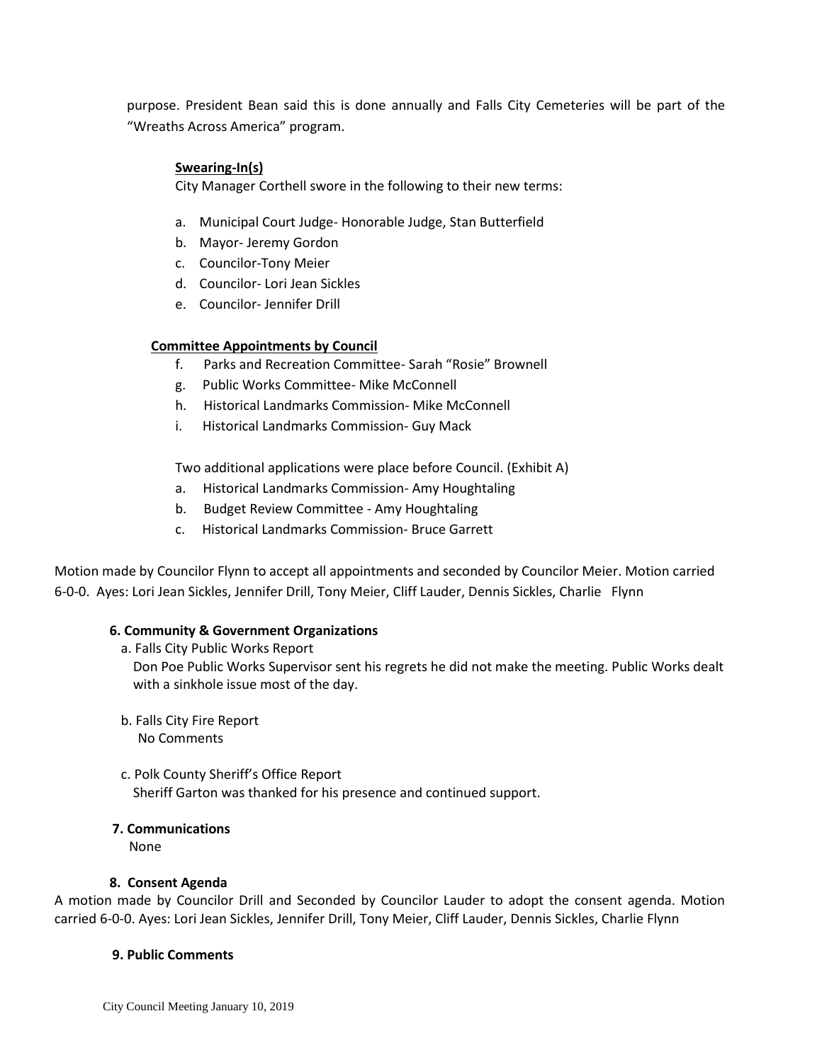purpose. President Bean said this is done annually and Falls City Cemeteries will be part of the "Wreaths Across America" program.

**Swearing-In(s)**

City Manager Corthell swore in the following to their new terms:

a. Municipal Court Judge- Honorable Judge, Stan Butterfield
b. Mayor- Jeremy Gordon
c. Councilor-Tony Meier
d. Councilor- Lori Jean Sickles
e. Councilor- Jennifer Drill

**Committee Appointments by Council**

f. Parks and Recreation Committee- Sarah "Rosie" Brownell
g. Public Works Committee- Mike McConnell
h. Historical Landmarks Commission- Mike McConnell
i. Historical Landmarks Commission- Guy Mack

Two additional applications were place before Council. (Exhibit A)

a. Historical Landmarks Commission- Amy Houghtaling
b. Budget Review Committee - Amy Houghtaling
c. Historical Landmarks Commission- Bruce Garrett

Motion made by Councilor Flynn to accept all appointments and seconded by Councilor Meier. Motion carried 6-0-0. Ayes: Lori Jean Sickles, Jennifer Drill, Tony Meier, Cliff Lauder, Dennis Sickles, Charlie Flynn

**6. Community & Government Organizations**

a. Falls City Public Works Report

Don Poe Public Works Supervisor sent his regrets he did not make the meeting. Public Works dealt with a sinkhole issue most of the day.

b. Falls City Fire Report

No Comments

c. Polk County Sheriff's Office Report

Sheriff Garton was thanked for his presence and continued support.

**7. Communications**

None

**8. Consent Agenda**

A motion made by Councilor Drill and Seconded by Councilor Lauder to adopt the consent agenda. Motion carried 6-0-0. Ayes: Lori Jean Sickles, Jennifer Drill, Tony Meier, Cliff Lauder, Dennis Sickles, Charlie Flynn

**9. Public Comments**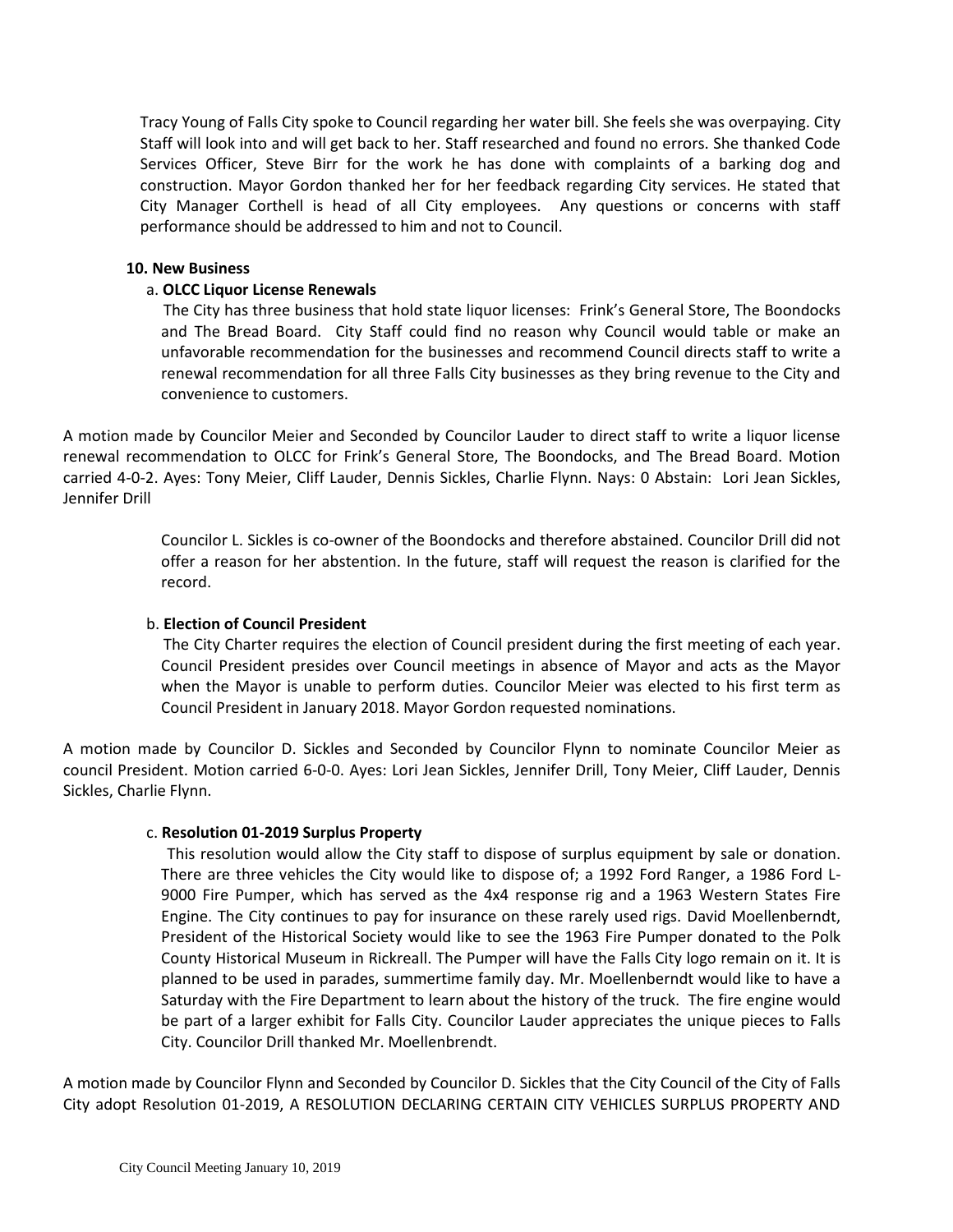Tracy Young of Falls City spoke to Council regarding her water bill. She feels she was overpaying. City Staff will look into and will get back to her. Staff researched and found no errors. She thanked Code Services Officer, Steve Birr for the work he has done with complaints of a barking dog and construction. Mayor Gordon thanked her for her feedback regarding City services. He stated that City Manager Corthell is head of all City employees. Any questions or concerns with staff performance should be addressed to him and not to Council.

**10. New Business**

a. **OLCC Liquor License Renewals**

The City has three business that hold state liquor licenses: Frink's General Store, The Boondocks and The Bread Board. City Staff could find no reason why Council would table or make an unfavorable recommendation for the businesses and recommend Council directs staff to write a renewal recommendation for all three Falls City businesses as they bring revenue to the City and convenience to customers.

A motion made by Councilor Meier and Seconded by Councilor Lauder to direct staff to write a liquor license renewal recommendation to OLCC for Frink's General Store, The Boondocks, and The Bread Board. Motion carried 4-0-2. Ayes: Tony Meier, Cliff Lauder, Dennis Sickles, Charlie Flynn. Nays: 0 Abstain: Lori Jean Sickles, Jennifer Drill

Councilor L. Sickles is co-owner of the Boondocks and therefore abstained. Councilor Drill did not offer a reason for her abstention. In the future, staff will request the reason is clarified for the record.

b. **Election of Council President**

The City Charter requires the election of Council president during the first meeting of each year. Council President presides over Council meetings in absence of Mayor and acts as the Mayor when the Mayor is unable to perform duties. Councilor Meier was elected to his first term as Council President in January 2018. Mayor Gordon requested nominations.

A motion made by Councilor D. Sickles and Seconded by Councilor Flynn to nominate Councilor Meier as council President. Motion carried 6-0-0. Ayes: Lori Jean Sickles, Jennifer Drill, Tony Meier, Cliff Lauder, Dennis Sickles, Charlie Flynn.

c. **Resolution 01-2019 Surplus Property**

This resolution would allow the City staff to dispose of surplus equipment by sale or donation. There are three vehicles the City would like to dispose of; a 1992 Ford Ranger, a 1986 Ford L-9000 Fire Pumper, which has served as the 4x4 response rig and a 1963 Western States Fire Engine. The City continues to pay for insurance on these rarely used rigs. David Moellenberndt, President of the Historical Society would like to see the 1963 Fire Pumper donated to the Polk County Historical Museum in Rickreall. The Pumper will have the Falls City logo remain on it. It is planned to be used in parades, summertime family day. Mr. Moellenberndt would like to have a Saturday with the Fire Department to learn about the history of the truck. The fire engine would be part of a larger exhibit for Falls City. Councilor Lauder appreciates the unique pieces to Falls City. Councilor Drill thanked Mr. Moellenbrendt.

A motion made by Councilor Flynn and Seconded by Councilor D. Sickles that the City Council of the City of Falls City adopt Resolution 01-2019, A RESOLUTION DECLARING CERTAIN CITY VEHICLES SURPLUS PROPERTY AND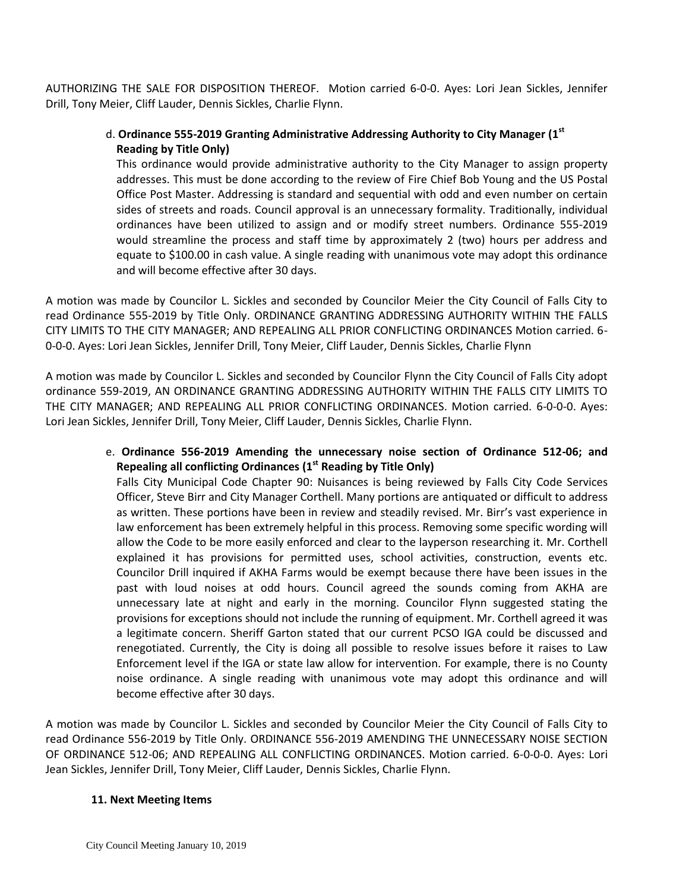AUTHORIZING THE SALE FOR DISPOSITION THEREOF. Motion carried 6-0-0. Ayes: Lori Jean Sickles, Jennifer Drill, Tony Meier, Cliff Lauder, Dennis Sickles, Charlie Flynn.

d. **Ordinance 555-2019 Granting Administrative Addressing Authority to City Manager (1st Reading by Title Only)**
This ordinance would provide administrative authority to the City Manager to assign property addresses. This must be done according to the review of Fire Chief Bob Young and the US Postal Office Post Master. Addressing is standard and sequential with odd and even number on certain sides of streets and roads. Council approval is an unnecessary formality. Traditionally, individual ordinances have been utilized to assign and or modify street numbers. Ordinance 555-2019 would streamline the process and staff time by approximately 2 (two) hours per address and equate to $100.00 in cash value. A single reading with unanimous vote may adopt this ordinance and will become effective after 30 days.

A motion was made by Councilor L. Sickles and seconded by Councilor Meier the City Council of Falls City to read Ordinance 555-2019 by Title Only. ORDINANCE GRANTING ADDRESSING AUTHORITY WITHIN THE FALLS CITY LIMITS TO THE CITY MANAGER; AND REPEALING ALL PRIOR CONFLICTING ORDINANCES Motion carried. 6-0-0-0. Ayes: Lori Jean Sickles, Jennifer Drill, Tony Meier, Cliff Lauder, Dennis Sickles, Charlie Flynn

A motion was made by Councilor L. Sickles and seconded by Councilor Flynn the City Council of Falls City adopt ordinance 559-2019, AN ORDINANCE GRANTING ADDRESSING AUTHORITY WITHIN THE FALLS CITY LIMITS TO THE CITY MANAGER; AND REPEALING ALL PRIOR CONFLICTING ORDINANCES. Motion carried. 6-0-0-0. Ayes: Lori Jean Sickles, Jennifer Drill, Tony Meier, Cliff Lauder, Dennis Sickles, Charlie Flynn.

e. **Ordinance 556-2019 Amending the unnecessary noise section of Ordinance 512-06; and Repealing all conflicting Ordinances (1st Reading by Title Only)**
Falls City Municipal Code Chapter 90: Nuisances is being reviewed by Falls City Code Services Officer, Steve Birr and City Manager Corthell. Many portions are antiquated or difficult to address as written. These portions have been in review and steadily revised. Mr. Birr's vast experience in law enforcement has been extremely helpful in this process. Removing some specific wording will allow the Code to be more easily enforced and clear to the layperson researching it. Mr. Corthell explained it has provisions for permitted uses, school activities, construction, events etc. Councilor Drill inquired if AKHA Farms would be exempt because there have been issues in the past with loud noises at odd hours. Council agreed the sounds coming from AKHA are unnecessary late at night and early in the morning. Councilor Flynn suggested stating the provisions for exceptions should not include the running of equipment. Mr. Corthell agreed it was a legitimate concern. Sheriff Garton stated that our current PCSO IGA could be discussed and renegotiated. Currently, the City is doing all possible to resolve issues before it raises to Law Enforcement level if the IGA or state law allow for intervention. For example, there is no County noise ordinance. A single reading with unanimous vote may adopt this ordinance and will become effective after 30 days.

A motion was made by Councilor L. Sickles and seconded by Councilor Meier the City Council of Falls City to read Ordinance 556-2019 by Title Only. ORDINANCE 556-2019 AMENDING THE UNNECESSARY NOISE SECTION OF ORDINANCE 512-06; AND REPEALING ALL CONFLICTING ORDINANCES. Motion carried. 6-0-0-0. Ayes: Lori Jean Sickles, Jennifer Drill, Tony Meier, Cliff Lauder, Dennis Sickles, Charlie Flynn.

**11. Next Meeting Items**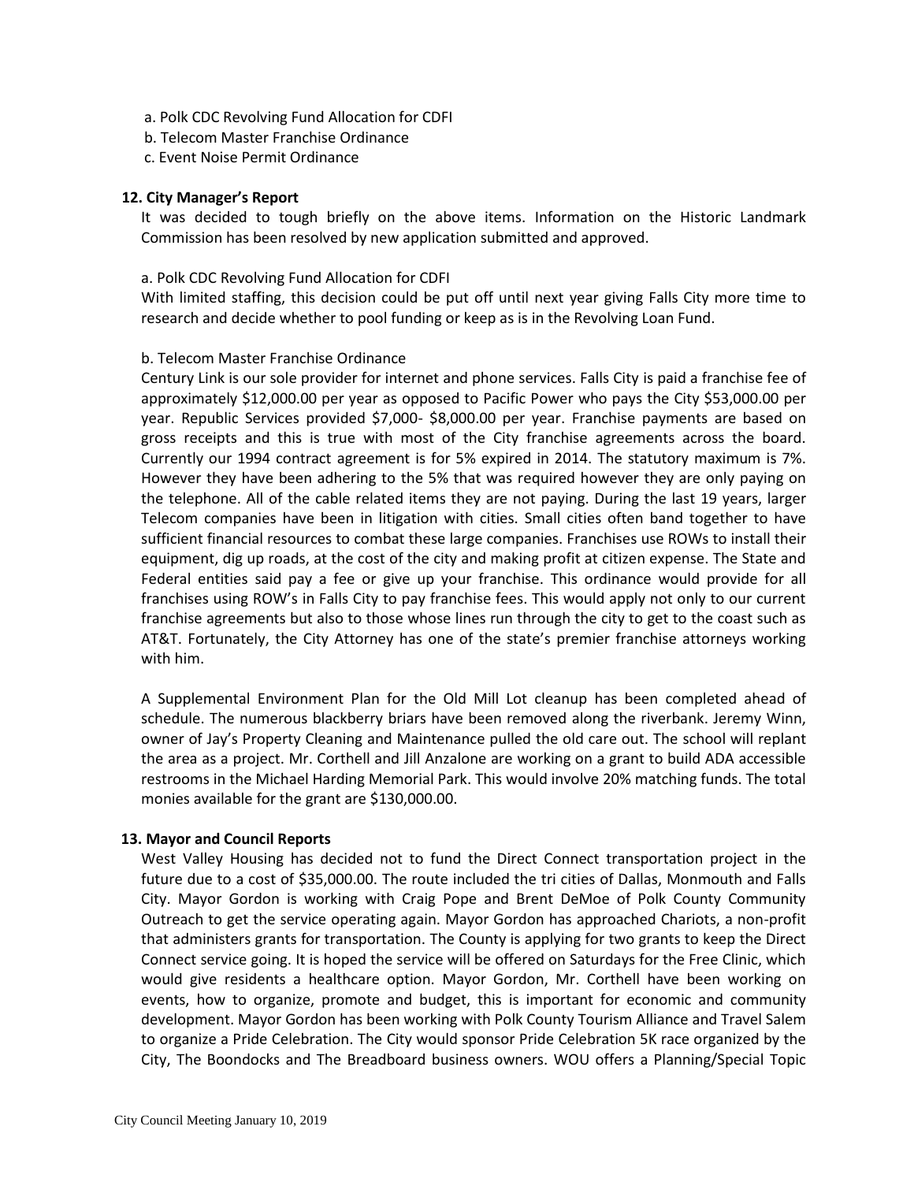a. Polk CDC Revolving Fund Allocation for CDFI
b. Telecom Master Franchise Ordinance
c. Event Noise Permit Ordinance

**12. City Manager's Report**

It was decided to tough briefly on the above items. Information on the Historic Landmark Commission has been resolved by new application submitted and approved.

a. Polk CDC Revolving Fund Allocation for CDFI

With limited staffing, this decision could be put off until next year giving Falls City more time to research and decide whether to pool funding or keep as is in the Revolving Loan Fund.

b. Telecom Master Franchise Ordinance

Century Link is our sole provider for internet and phone services. Falls City is paid a franchise fee of approximately $12,000.00 per year as opposed to Pacific Power who pays the City $53,000.00 per year. Republic Services provided $7,000- $8,000.00 per year. Franchise payments are based on gross receipts and this is true with most of the City franchise agreements across the board. Currently our 1994 contract agreement is for 5% expired in 2014. The statutory maximum is 7%. However they have been adhering to the 5% that was required however they are only paying on the telephone. All of the cable related items they are not paying. During the last 19 years, larger Telecom companies have been in litigation with cities. Small cities often band together to have sufficient financial resources to combat these large companies. Franchises use ROWs to install their equipment, dig up roads, at the cost of the city and making profit at citizen expense. The State and Federal entities said pay a fee or give up your franchise. This ordinance would provide for all franchises using ROW's in Falls City to pay franchise fees. This would apply not only to our current franchise agreements but also to those whose lines run through the city to get to the coast such as AT&T. Fortunately, the City Attorney has one of the state's premier franchise attorneys working with him.

A Supplemental Environment Plan for the Old Mill Lot cleanup has been completed ahead of schedule. The numerous blackberry briars have been removed along the riverbank. Jeremy Winn, owner of Jay's Property Cleaning and Maintenance pulled the old care out. The school will replant the area as a project. Mr. Corthell and Jill Anzalone are working on a grant to build ADA accessible restrooms in the Michael Harding Memorial Park. This would involve 20% matching funds. The total monies available for the grant are $130,000.00.

**13. Mayor and Council Reports**

West Valley Housing has decided not to fund the Direct Connect transportation project in the future due to a cost of $35,000.00. The route included the tri cities of Dallas, Monmouth and Falls City. Mayor Gordon is working with Craig Pope and Brent DeMoe of Polk County Community Outreach to get the service operating again. Mayor Gordon has approached Chariots, a non-profit that administers grants for transportation. The County is applying for two grants to keep the Direct Connect service going. It is hoped the service will be offered on Saturdays for the Free Clinic, which would give residents a healthcare option. Mayor Gordon, Mr. Corthell have been working on events, how to organize, promote and budget, this is important for economic and community development. Mayor Gordon has been working with Polk County Tourism Alliance and Travel Salem to organize a Pride Celebration. The City would sponsor Pride Celebration 5K race organized by the City, The Boondocks and The Breadboard business owners. WOU offers a Planning/Special Topic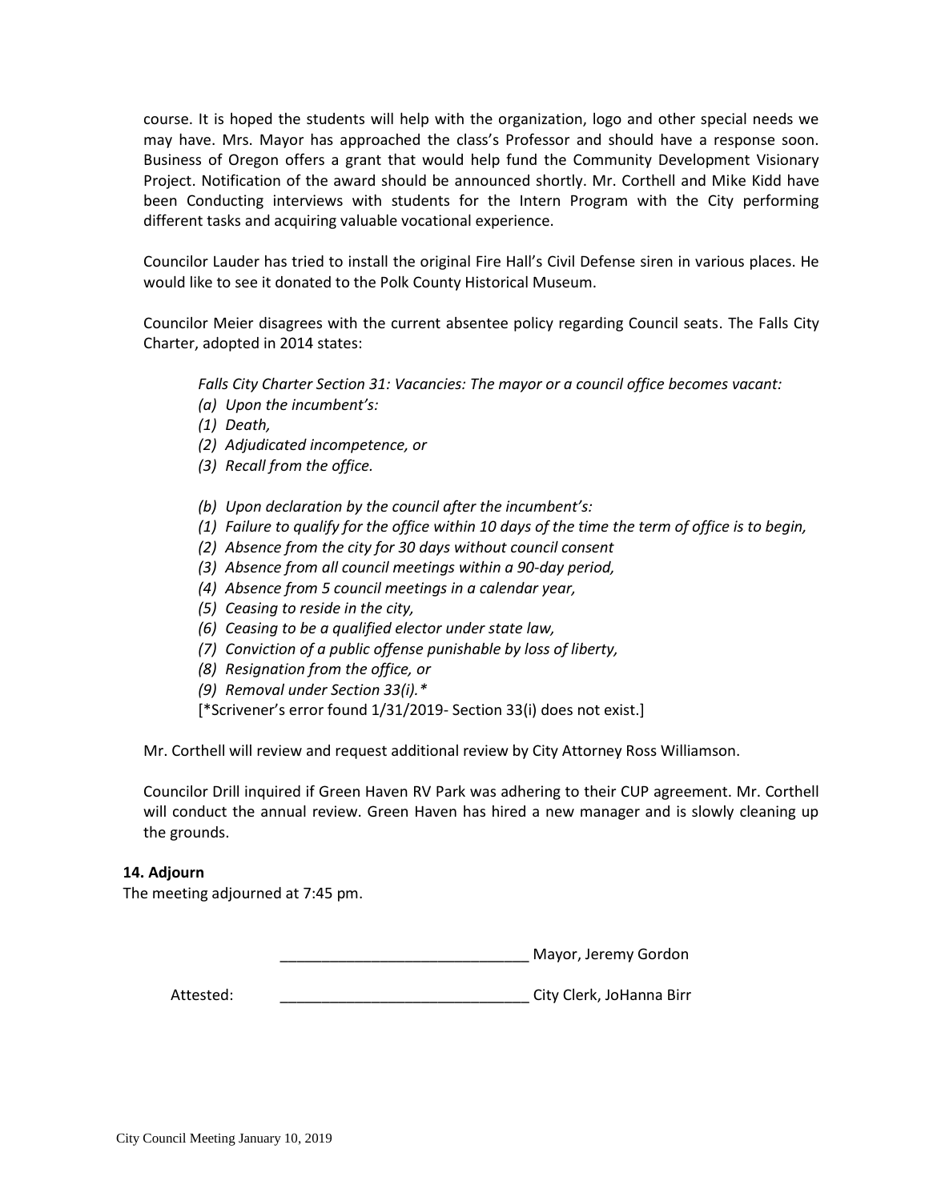course. It is hoped the students will help with the organization, logo and other special needs we may have. Mrs. Mayor has approached the class's Professor and should have a response soon. Business of Oregon offers a grant that would help fund the Community Development Visionary Project. Notification of the award should be announced shortly. Mr. Corthell and Mike Kidd have been Conducting interviews with students for the Intern Program with the City performing different tasks and acquiring valuable vocational experience.

Councilor Lauder has tried to install the original Fire Hall's Civil Defense siren in various places. He would like to see it donated to the Polk County Historical Museum.

Councilor Meier disagrees with the current absentee policy regarding Council seats. The Falls City Charter, adopted in 2014 states:

*Falls City Charter Section 31: Vacancies: The mayor or a council office becomes vacant:*
*(a) Upon the incumbent's:*
*(1) Death,*
*(2) Adjudicated incompetence, or*
*(3) Recall from the office.*

*(b) Upon declaration by the council after the incumbent's:*
*(1) Failure to qualify for the office within 10 days of the time the term of office is to begin,*
*(2) Absence from the city for 30 days without council consent*
*(3) Absence from all council meetings within a 90-day period,*
*(4) Absence from 5 council meetings in a calendar year,*
*(5) Ceasing to reside in the city,*
*(6) Ceasing to be a qualified elector under state law,*
*(7) Conviction of a public offense punishable by loss of liberty,*
*(8) Resignation from the office, or*
*(9) Removal under Section 33(i).**
[*Scrivener's error found 1/31/2019- Section 33(i) does not exist.]

Mr. Corthell will review and request additional review by City Attorney Ross Williamson.

Councilor Drill inquired if Green Haven RV Park was adhering to their CUP agreement. Mr. Corthell will conduct the annual review. Green Haven has hired a new manager and is slowly cleaning up the grounds.

**14. Adjourn**

The meeting adjourned at 7:45 pm.

_____________________________ Mayor, Jeremy Gordon

Attested: _____________________________ City Clerk, JoHanna Birr